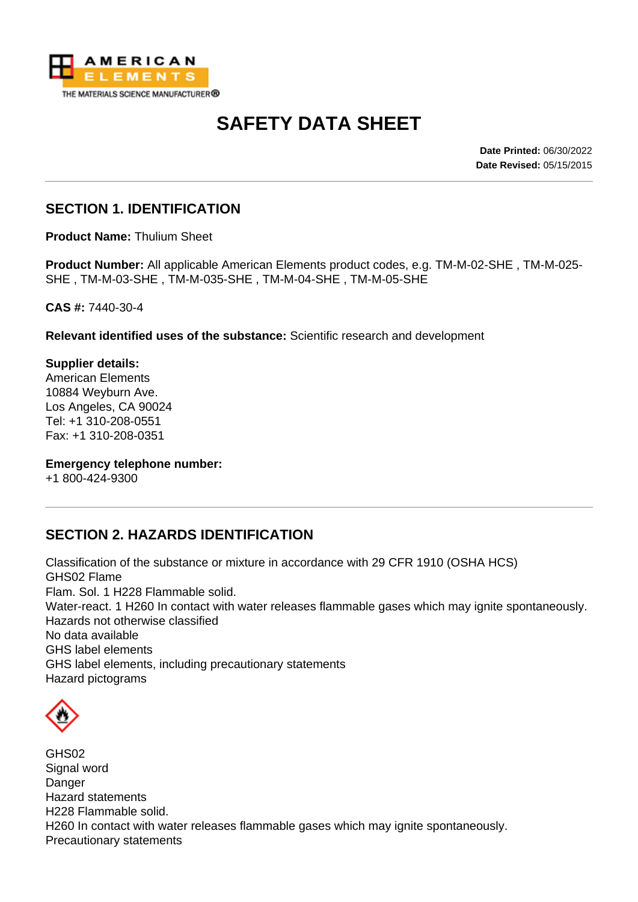AMERICAN ELEMENTS
THE MATERIALS SCIENCE MANUFACTURER®

# SAFETY DATA SHEET

**Date Printed:** 06/30/2022
**Date Revised:** 05/15/2015

## SECTION 1. IDENTIFICATION

**Product Name:** Thulium Sheet

**Product Number:** All applicable American Elements product codes, e.g. TM-M-02-SHE , TM-M-025-SHE , TM-M-03-SHE , TM-M-035-SHE , TM-M-04-SHE , TM-M-05-SHE

**CAS #:** 7440-30-4

**Relevant identified uses of the substance:** Scientific research and development

**Supplier details:**
American Elements
10884 Weyburn Ave.
Los Angeles, CA 90024
Tel: +1 310-208-0551
Fax: +1 310-208-0351

**Emergency telephone number:**
+1 800-424-9300

## SECTION 2. HAZARDS IDENTIFICATION

Classification of the substance or mixture in accordance with 29 CFR 1910 (OSHA HCS)
GHS02 Flame
Flam. Sol. 1 H228 Flammable solid.
Water-react. 1 H260 In contact with water releases flammable gases which may ignite spontaneously.
Hazards not otherwise classified
No data available
GHS label elements
GHS label elements, including precautionary statements
Hazard pictograms

GHS02
Signal word
Danger
Hazard statements
H228 Flammable solid.
H260 In contact with water releases flammable gases which may ignite spontaneously.
Precautionary statements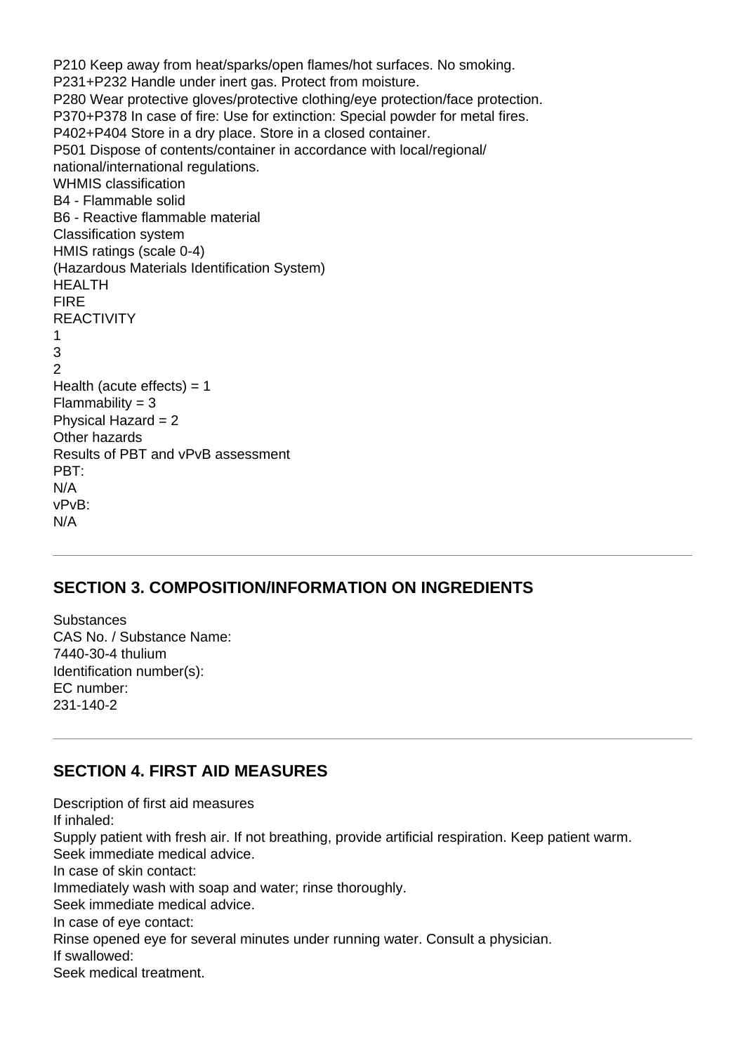P210 Keep away from heat/sparks/open flames/hot surfaces. No smoking.
P231+P232 Handle under inert gas. Protect from moisture.
P280 Wear protective gloves/protective clothing/eye protection/face protection.
P370+P378 In case of fire: Use for extinction: Special powder for metal fires.
P402+P404 Store in a dry place. Store in a closed container.
P501 Dispose of contents/container in accordance with local/regional/
national/international regulations.
WHMIS classification
B4 - Flammable solid
B6 - Reactive flammable material
Classification system
HMIS ratings (scale 0-4)
(Hazardous Materials Identification System)
HEALTH
FIRE
REACTIVITY
1
3
2
Health (acute effects) = 1
Flammability = 3
Physical Hazard = 2
Other hazards
Results of PBT and vPvB assessment
PBT:
N/A
vPvB:
N/A

## SECTION 3. COMPOSITION/INFORMATION ON INGREDIENTS

Substances
CAS No. / Substance Name:
7440-30-4 thulium
Identification number(s):
EC number:
231-140-2

## SECTION 4. FIRST AID MEASURES

Description of first aid measures
If inhaled:
Supply patient with fresh air. If not breathing, provide artificial respiration. Keep patient warm.
Seek immediate medical advice.
In case of skin contact:
Immediately wash with soap and water; rinse thoroughly.
Seek immediate medical advice.
In case of eye contact:
Rinse opened eye for several minutes under running water. Consult a physician.
If swallowed:
Seek medical treatment.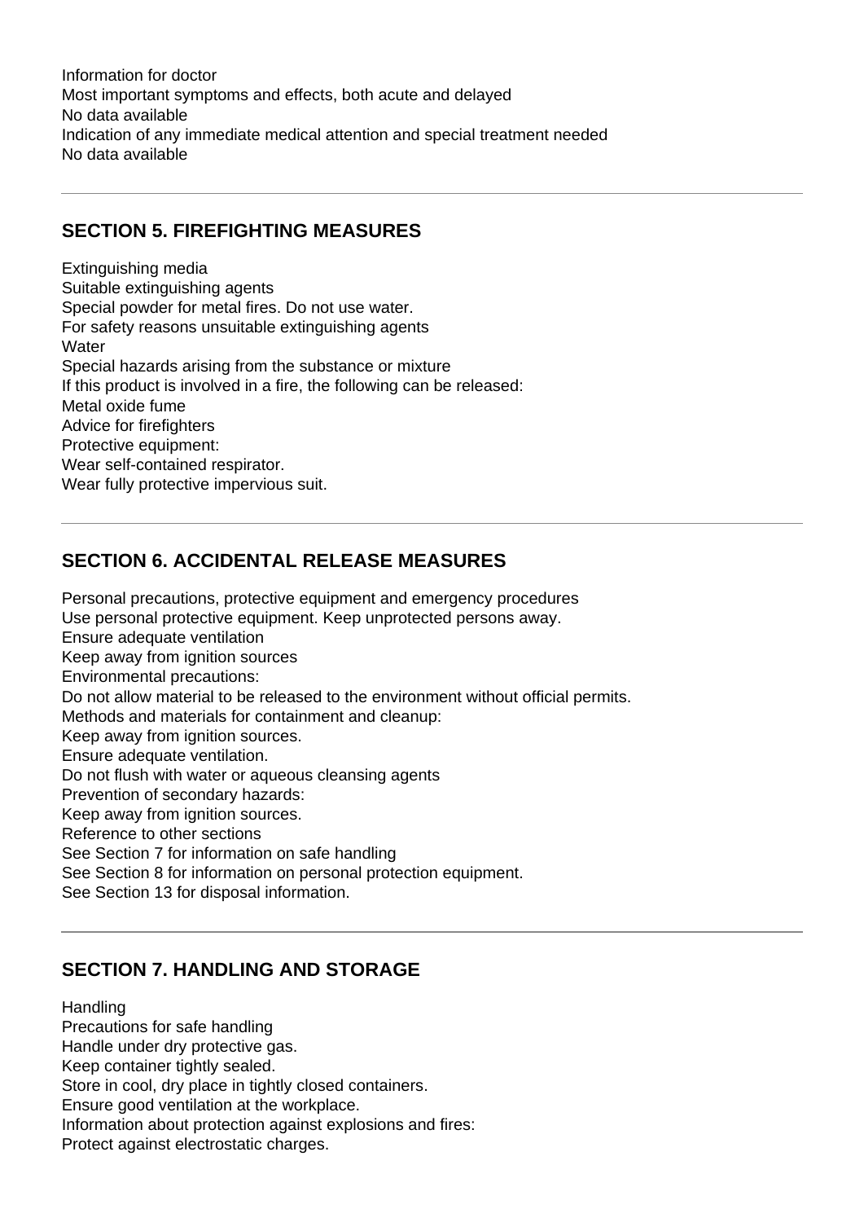Information for doctor
Most important symptoms and effects, both acute and delayed
No data available
Indication of any immediate medical attention and special treatment needed
No data available

---

## SECTION 5. FIREFIGHTING MEASURES

Extinguishing media
Suitable extinguishing agents
Special powder for metal fires. Do not use water.
For safety reasons unsuitable extinguishing agents
Water
Special hazards arising from the substance or mixture
If this product is involved in a fire, the following can be released:
Metal oxide fume
Advice for firefighters
Protective equipment:
Wear self-contained respirator.
Wear fully protective impervious suit.

---

## SECTION 6. ACCIDENTAL RELEASE MEASURES

Personal precautions, protective equipment and emergency procedures
Use personal protective equipment. Keep unprotected persons away.
Ensure adequate ventilation
Keep away from ignition sources
Environmental precautions:
Do not allow material to be released to the environment without official permits.
Methods and materials for containment and cleanup:
Keep away from ignition sources.
Ensure adequate ventilation.
Do not flush with water or aqueous cleansing agents
Prevention of secondary hazards:
Keep away from ignition sources.
Reference to other sections
See Section 7 for information on safe handling
See Section 8 for information on personal protection equipment.
See Section 13 for disposal information.

---

## SECTION 7. HANDLING AND STORAGE

Handling
Precautions for safe handling
Handle under dry protective gas.
Keep container tightly sealed.
Store in cool, dry place in tightly closed containers.
Ensure good ventilation at the workplace.
Information about protection against explosions and fires:
Protect against electrostatic charges.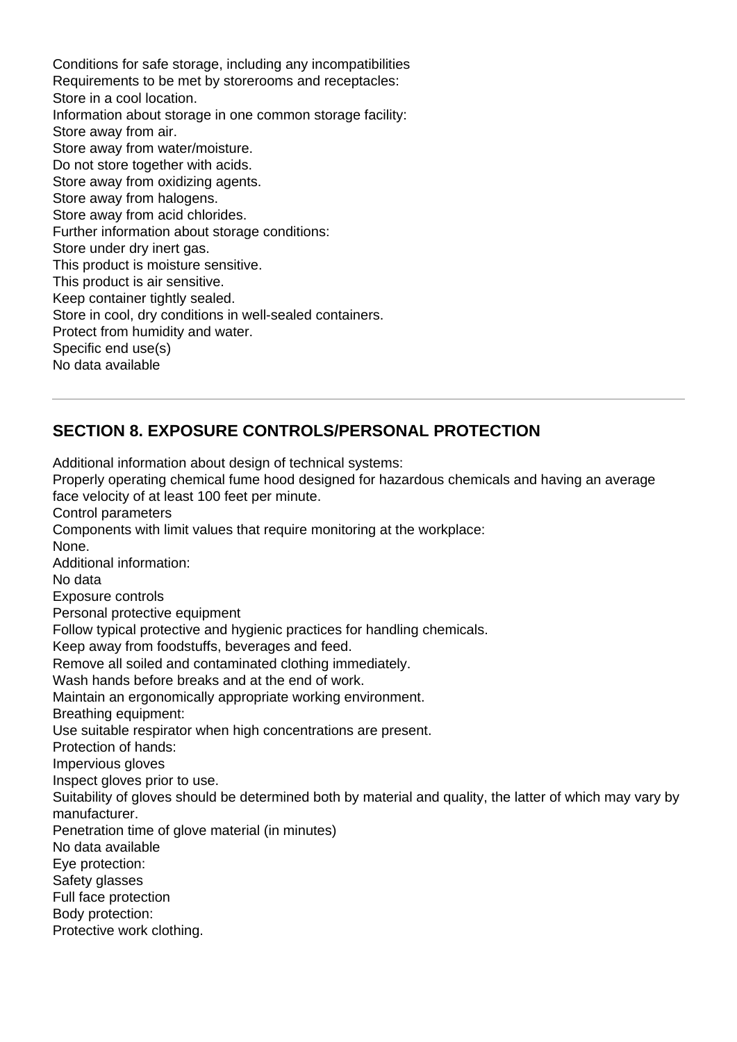Conditions for safe storage, including any incompatibilities
Requirements to be met by storerooms and receptacles:
Store in a cool location.
Information about storage in one common storage facility:
Store away from air.
Store away from water/moisture.
Do not store together with acids.
Store away from oxidizing agents.
Store away from halogens.
Store away from acid chlorides.
Further information about storage conditions:
Store under dry inert gas.
This product is moisture sensitive.
This product is air sensitive.
Keep container tightly sealed.
Store in cool, dry conditions in well-sealed containers.
Protect from humidity and water.
Specific end use(s)
No data available

---

## SECTION 8. EXPOSURE CONTROLS/PERSONAL PROTECTION

Additional information about design of technical systems:
Properly operating chemical fume hood designed for hazardous chemicals and having an average face velocity of at least 100 feet per minute.
Control parameters
Components with limit values that require monitoring at the workplace:
None.
Additional information:
No data
Exposure controls
Personal protective equipment
Follow typical protective and hygienic practices for handling chemicals.
Keep away from foodstuffs, beverages and feed.
Remove all soiled and contaminated clothing immediately.
Wash hands before breaks and at the end of work.
Maintain an ergonomically appropriate working environment.
Breathing equipment:
Use suitable respirator when high concentrations are present.
Protection of hands:
Impervious gloves
Inspect gloves prior to use.
Suitability of gloves should be determined both by material and quality, the latter of which may vary by manufacturer.
Penetration time of glove material (in minutes)
No data available
Eye protection:
Safety glasses
Full face protection
Body protection:
Protective work clothing.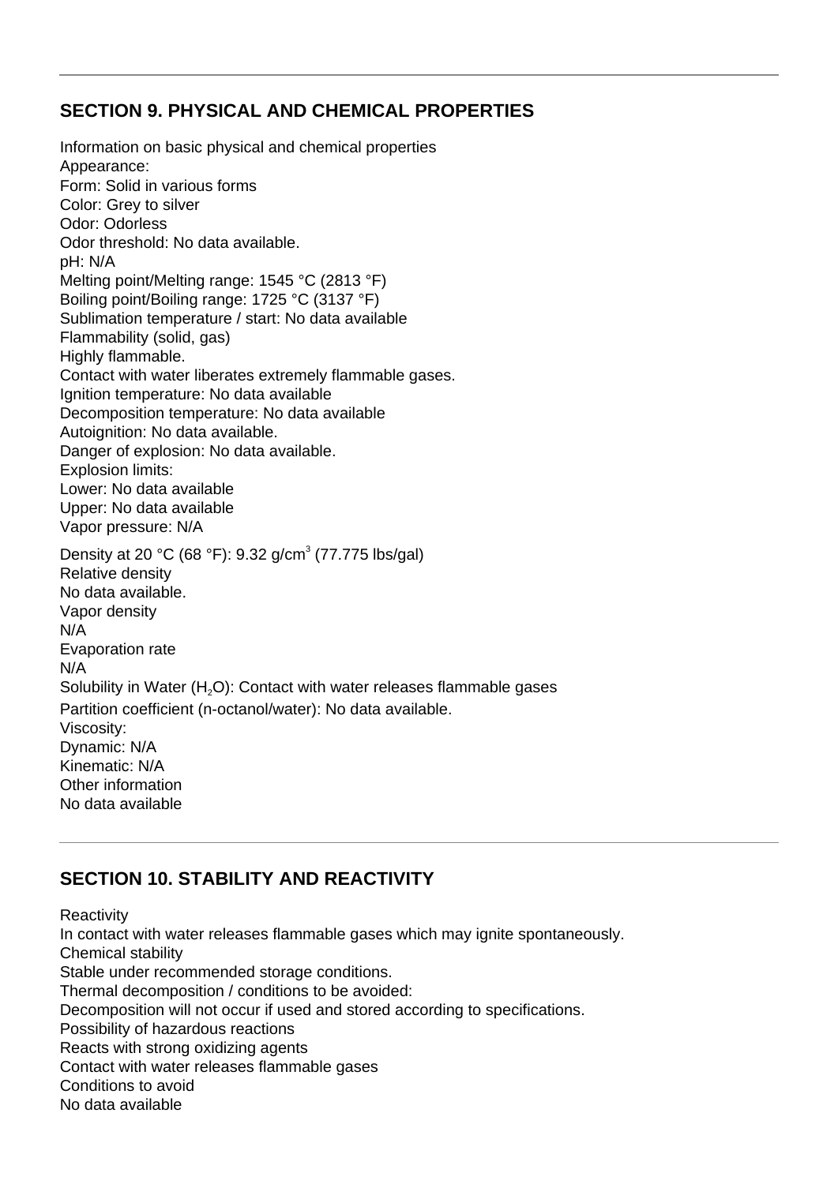## SECTION 9. PHYSICAL AND CHEMICAL PROPERTIES

Information on basic physical and chemical properties
Appearance:
Form: Solid in various forms
Color: Grey to silver
Odor: Odorless
Odor threshold: No data available.
pH: N/A
Melting point/Melting range: 1545 °C (2813 °F)
Boiling point/Boiling range: 1725 °C (3137 °F)
Sublimation temperature / start: No data available
Flammability (solid, gas)
Highly flammable.
Contact with water liberates extremely flammable gases.
Ignition temperature: No data available
Decomposition temperature: No data available
Autoignition: No data available.
Danger of explosion: No data available.
Explosion limits:
Lower: No data available
Upper: No data available
Vapor pressure: N/A

Density at 20 °C (68 °F): 9.32 g/cm$^3$ (77.775 lbs/gal)
Relative density
No data available.
Vapor density
N/A
Evaporation rate
N/A
Solubility in Water ($H_2O$): Contact with water releases flammable gases
Partition coefficient (n-octanol/water): No data available.
Viscosity:
Dynamic: N/A
Kinematic: N/A
Other information
No data available

## SECTION 10. STABILITY AND REACTIVITY

Reactivity
In contact with water releases flammable gases which may ignite spontaneously.
Chemical stability
Stable under recommended storage conditions.
Thermal decomposition / conditions to be avoided:
Decomposition will not occur if used and stored according to specifications.
Possibility of hazardous reactions
Reacts with strong oxidizing agents
Contact with water releases flammable gases
Conditions to avoid
No data available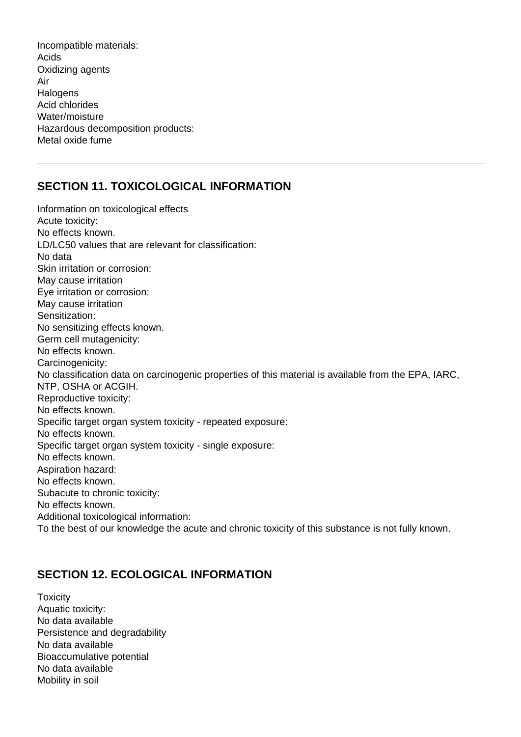Incompatible materials:
Acids
Oxidizing agents
Air
Halogens
Acid chlorides
Water/moisture
Hazardous decomposition products:
Metal oxide fume

---

## SECTION 11. TOXICOLOGICAL INFORMATION

Information on toxicological effects
Acute toxicity:
No effects known.
LD/LC50 values that are relevant for classification:
No data
Skin irritation or corrosion:
May cause irritation
Eye irritation or corrosion:
May cause irritation
Sensitization:
No sensitizing effects known.
Germ cell mutagenicity:
No effects known.
Carcinogenicity:
No classification data on carcinogenic properties of this material is available from the EPA, IARC, NTP, OSHA or ACGIH.
Reproductive toxicity:
No effects known.
Specific target organ system toxicity - repeated exposure:
No effects known.
Specific target organ system toxicity - single exposure:
No effects known.
Aspiration hazard:
No effects known.
Subacute to chronic toxicity:
No effects known.
Additional toxicological information:
To the best of our knowledge the acute and chronic toxicity of this substance is not fully known.

---

## SECTION 12. ECOLOGICAL INFORMATION

Toxicity
Aquatic toxicity:
No data available
Persistence and degradability
No data available
Bioaccumulative potential
No data available
Mobility in soil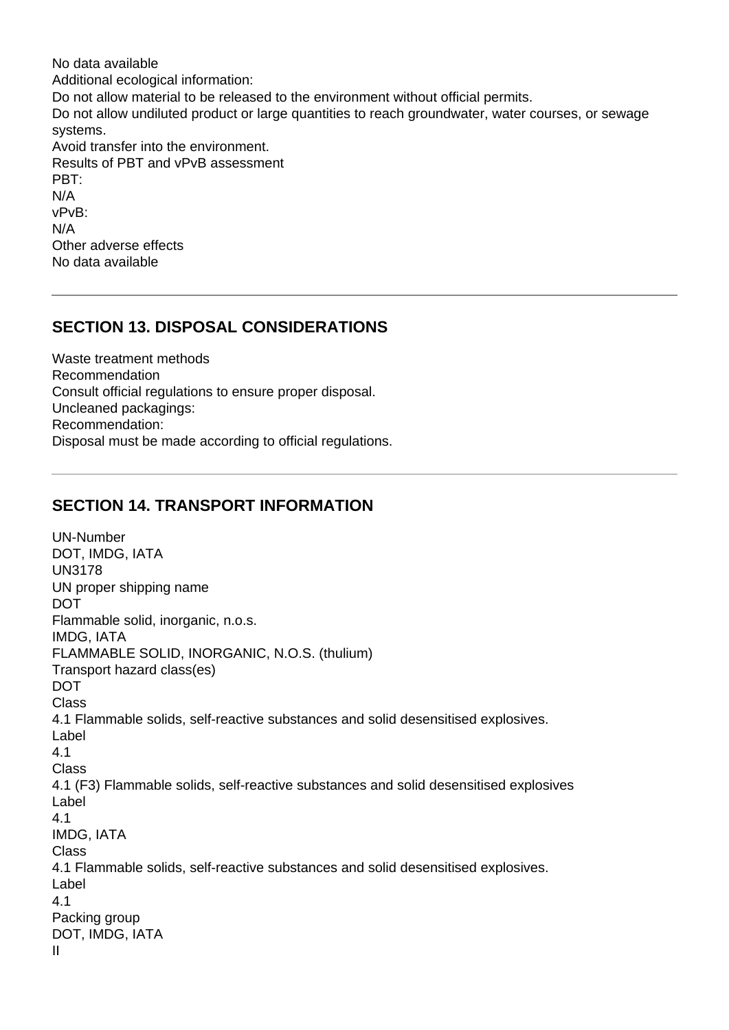No data available

Additional ecological information:

Do not allow material to be released to the environment without official permits.

Do not allow undiluted product or large quantities to reach groundwater, water courses, or sewage systems.

Avoid transfer into the environment.

Results of PBT and vPvB assessment

PBT:

N/A

vPvB:

N/A

Other adverse effects

No data available

---

## SECTION 13. DISPOSAL CONSIDERATIONS

Waste treatment methods

Recommendation

Consult official regulations to ensure proper disposal.

Uncleaned packagings:

Recommendation:

Disposal must be made according to official regulations.

---

## SECTION 14. TRANSPORT INFORMATION

UN-Number

DOT, IMDG, IATA

UN3178

UN proper shipping name

DOT

Flammable solid, inorganic, n.o.s.

IMDG, IATA

FLAMMABLE SOLID, INORGANIC, N.O.S. (thulium)

Transport hazard class(es)

DOT

Class

4.1 Flammable solids, self-reactive substances and solid desensitised explosives.

Label

4.1

Class

4.1 (F3) Flammable solids, self-reactive substances and solid desensitised explosives

Label

4.1

IMDG, IATA

Class

4.1 Flammable solids, self-reactive substances and solid desensitised explosives.

Label

4.1

Packing group

DOT, IMDG, IATA

II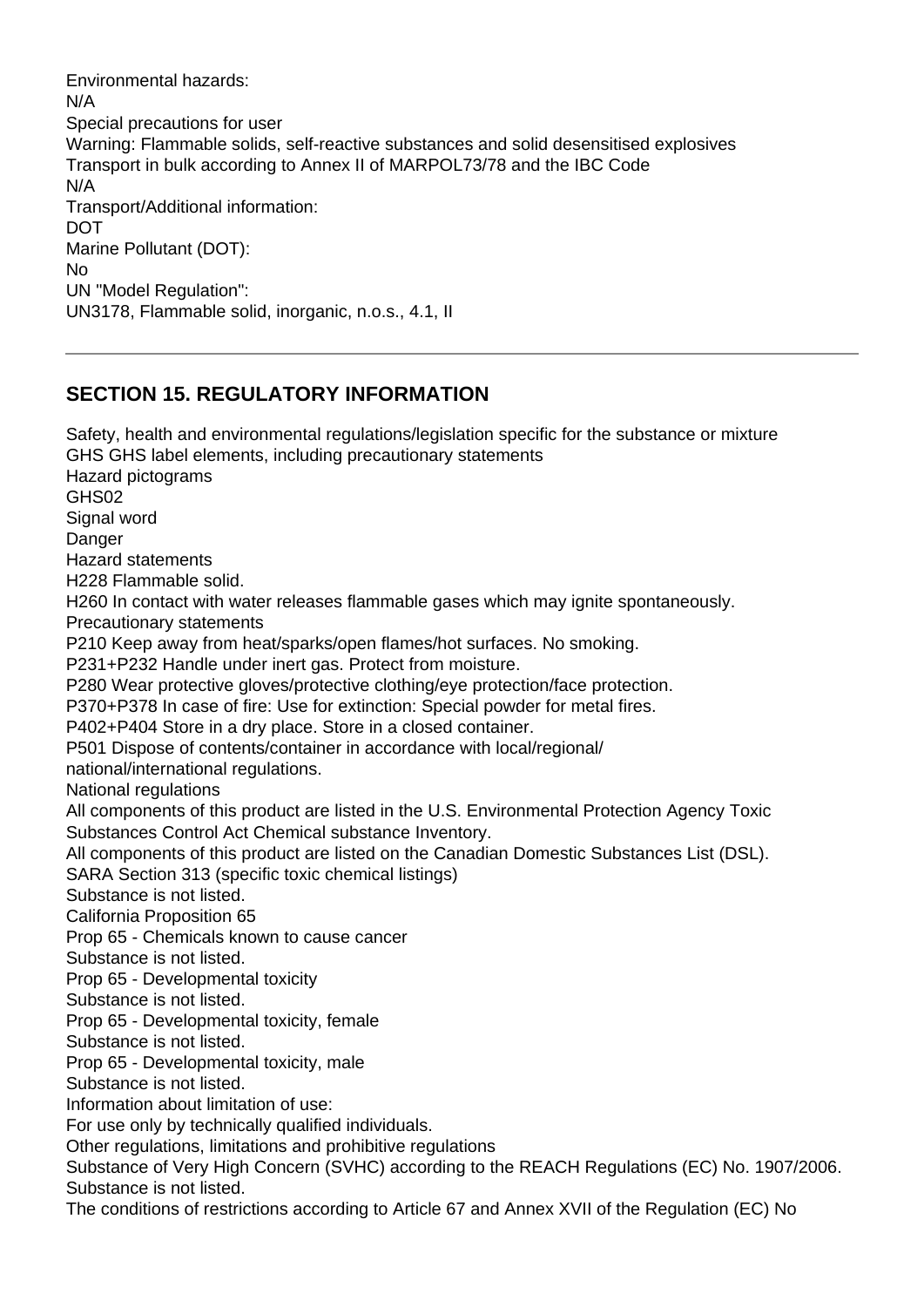Environmental hazards:
N/A
Special precautions for user
Warning: Flammable solids, self-reactive substances and solid desensitised explosives
Transport in bulk according to Annex II of MARPOL73/78 and the IBC Code
N/A
Transport/Additional information:
DOT
Marine Pollutant (DOT):
No
UN "Model Regulation":
UN3178, Flammable solid, inorganic, n.o.s., 4.1, II

---

## SECTION 15. REGULATORY INFORMATION

Safety, health and environmental regulations/legislation specific for the substance or mixture
GHS GHS label elements, including precautionary statements
Hazard pictograms
GHS02
Signal word
Danger
Hazard statements
H228 Flammable solid.
H260 In contact with water releases flammable gases which may ignite spontaneously.
Precautionary statements
P210 Keep away from heat/sparks/open flames/hot surfaces. No smoking.
P231+P232 Handle under inert gas. Protect from moisture.
P280 Wear protective gloves/protective clothing/eye protection/face protection.
P370+P378 In case of fire: Use for extinction: Special powder for metal fires.
P402+P404 Store in a dry place. Store in a closed container.
P501 Dispose of contents/container in accordance with local/regional/
national/international regulations.
National regulations
All components of this product are listed in the U.S. Environmental Protection Agency Toxic Substances Control Act Chemical substance Inventory.
All components of this product are listed on the Canadian Domestic Substances List (DSL).
SARA Section 313 (specific toxic chemical listings)
Substance is not listed.
California Proposition 65
Prop 65 - Chemicals known to cause cancer
Substance is not listed.
Prop 65 - Developmental toxicity
Substance is not listed.
Prop 65 - Developmental toxicity, female
Substance is not listed.
Prop 65 - Developmental toxicity, male
Substance is not listed.
Information about limitation of use:
For use only by technically qualified individuals.
Other regulations, limitations and prohibitive regulations
Substance of Very High Concern (SVHC) according to the REACH Regulations (EC) No. 1907/2006.
Substance is not listed.
The conditions of restrictions according to Article 67 and Annex XVII of the Regulation (EC) No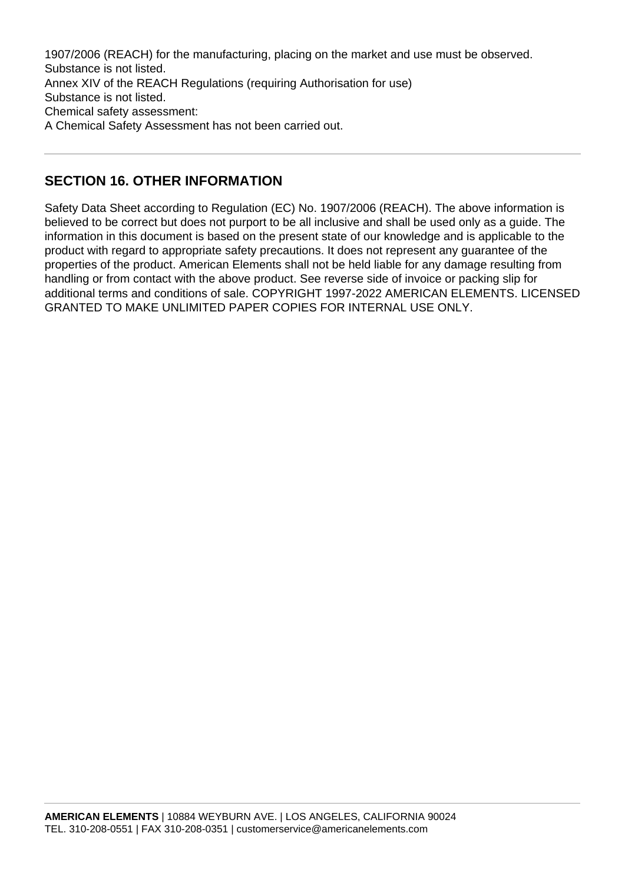1907/2006 (REACH) for the manufacturing, placing on the market and use must be observed.
Substance is not listed.
Annex XIV of the REACH Regulations (requiring Authorisation for use)
Substance is not listed.
Chemical safety assessment:
A Chemical Safety Assessment has not been carried out.

## SECTION 16. OTHER INFORMATION

Safety Data Sheet according to Regulation (EC) No. 1907/2006 (REACH). The above information is believed to be correct but does not purport to be all inclusive and shall be used only as a guide. The information in this document is based on the present state of our knowledge and is applicable to the product with regard to appropriate safety precautions. It does not represent any guarantee of the properties of the product. American Elements shall not be held liable for any damage resulting from handling or from contact with the above product. See reverse side of invoice or packing slip for additional terms and conditions of sale. COPYRIGHT 1997-2022 AMERICAN ELEMENTS. LICENSED GRANTED TO MAKE UNLIMITED PAPER COPIES FOR INTERNAL USE ONLY.